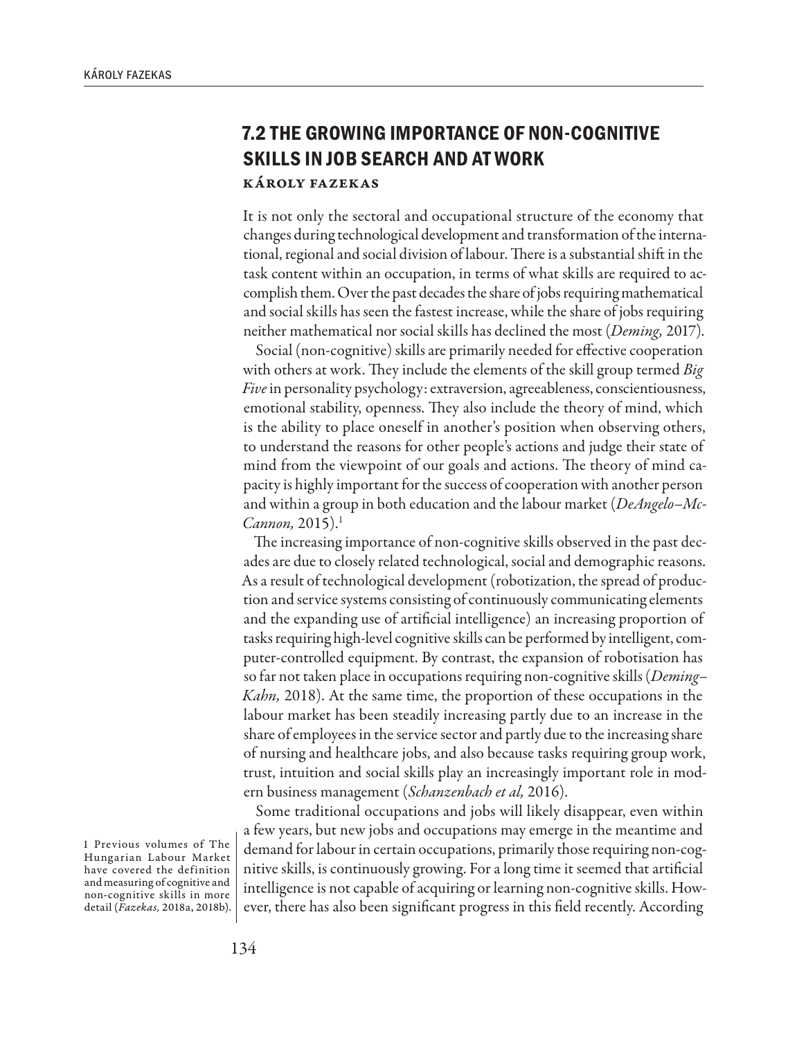## 7.2 THE GROWING IMPORTANCE OF NON-COGNITIVE SKILLS IN JOB SEARCH AND AT WORK

KÁROLY FAZEKAS

It is not only the sectoral and occupational structure of the economy that changes during technological development and transformation of the international, regional and social division of labour. There is a substantial shift in the task content within an occupation, in terms of what skills are required to accomplish them. Over the past decades the share of jobs requiring mathematical and social skills has seen the fastest increase, while the share of jobs requiring neither mathematical nor social skills has declined the most (*Deming,* 2017).

Social (non-cognitive) skills are primarily needed for effective cooperation with others at work. They include the elements of the skill group termed *Big Five* in personality psychology: extraversion, agreeableness, conscientiousness, emotional stability, openness. They also include the theory of mind, which is the ability to place oneself in another's position when observing others, to understand the reasons for other people's actions and judge their state of mind from the viewpoint of our goals and actions. The theory of mind capacity is highly important for the success of cooperation with another person and within a group in both education and the labour market (*DeAngelo–McCannon,* 2015).[1]

The increasing importance of non-cognitive skills observed in the past decades are due to closely related technological, social and demographic reasons. As a result of technological development (robotization, the spread of production and service systems consisting of continuously communicating elements and the expanding use of artificial intelligence) an increasing proportion of tasks requiring high-level cognitive skills can be performed by intelligent, computer-controlled equipment. By contrast, the expansion of robotisation has so far not taken place in occupations requiring non-cognitive skills (*Deming–Kahn,* 2018). At the same time, the proportion of these occupations in the labour market has been steadily increasing partly due to an increase in the share of employees in the service sector and partly due to the increasing share of nursing and healthcare jobs, and also because tasks requiring group work, trust, intuition and social skills play an increasingly important role in modern business management (*Schanzenbach et al,* 2016).

Some traditional occupations and jobs will likely disappear, even within a few years, but new jobs and occupations may emerge in the meantime and demand for labour in certain occupations, primarily those requiring non-cognitive skills, is continuously growing. For a long time it seemed that artificial intelligence is not capable of acquiring or learning non-cognitive skills. However, there has also been significant progress in this field recently. According

[1] Previous volumes of The Hungarian Labour Market have covered the definition and measuring of cognitive and non-cognitive skills in more detail (*Fazekas,* 2018a, 2018b).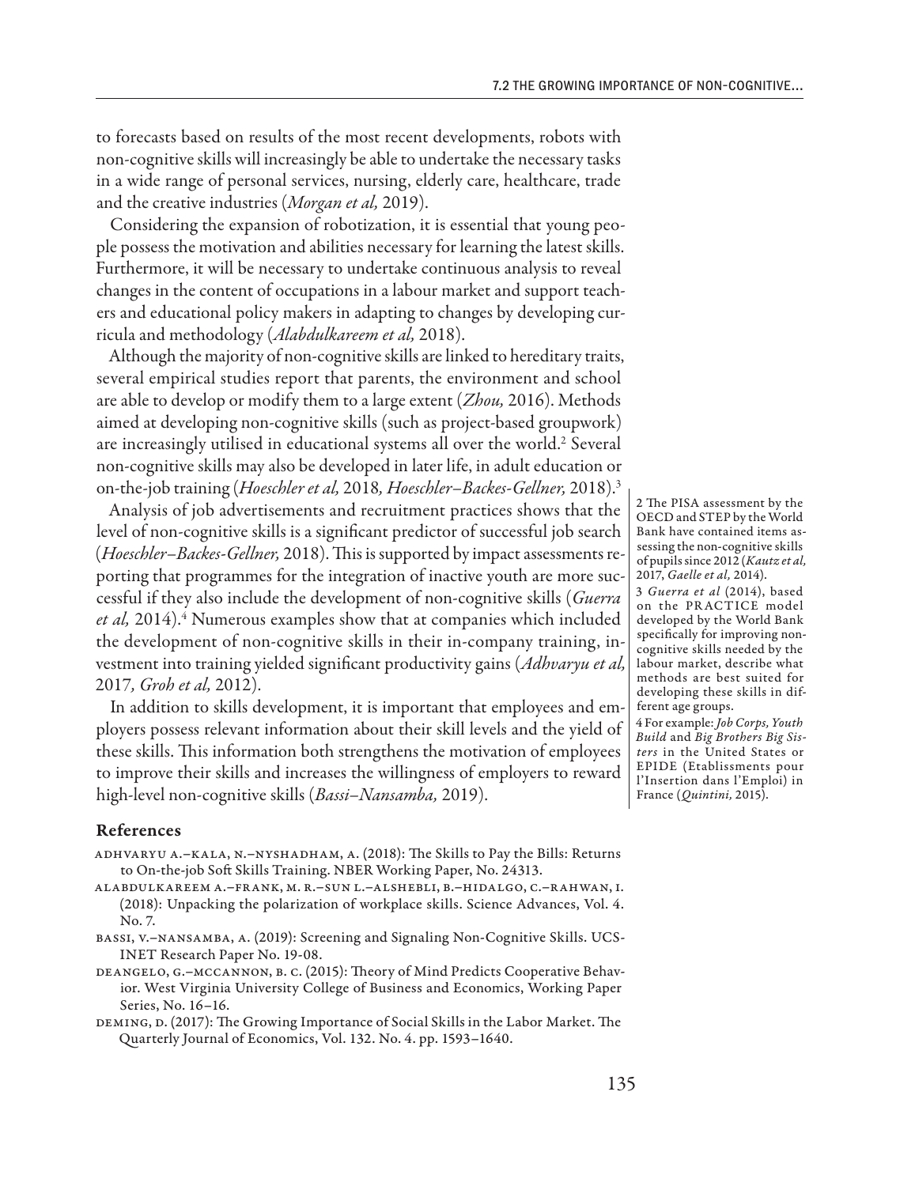to forecasts based on results of the most recent developments, robots with non-cognitive skills will increasingly be able to undertake the necessary tasks in a wide range of personal services, nursing, elderly care, healthcare, trade and the creative industries (*Morgan et al,* 2019).

Considering the expansion of robotization, it is essential that young people possess the motivation and abilities necessary for learning the latest skills. Furthermore, it will be necessary to undertake continuous analysis to reveal changes in the content of occupations in a labour market and support teachers and educational policy makers in adapting to changes by developing curricula and methodology (*Alabdulkareem et al,* 2018).

Although the majority of non-cognitive skills are linked to hereditary traits, several empirical studies report that parents, the environment and school are able to develop or modify them to a large extent (*Zhou,* 2016). Methods aimed at developing non-cognitive skills (such as project-based groupwork) are increasingly utilised in educational systems all over the world.[2] Several non-cognitive skills may also be developed in later life, in adult education or on-the-job training (*Hoeschler et al,* 2018*, Hoeschler–Backes-Gellner,* 2018).[3]

Analysis of job advertisements and recruitment practices shows that the level of non-cognitive skills is a significant predictor of successful job search (*Hoeschler–Backes-Gellner,* 2018). This is supported by impact assessments reporting that programmes for the integration of inactive youth are more successful if they also include the development of non-cognitive skills (*Guerra et al,* 2014).[4] Numerous examples show that at companies which included the development of non-cognitive skills in their in-company training, investment into training yielded significant productivity gains (*Adhvaryu et al,* 2017*, Groh et al,* 2012).

In addition to skills development, it is important that employees and employers possess relevant information about their skill levels and the yield of these skills. This information both strengthens the motivation of employees to improve their skills and increases the willingness of employers to reward high-level non-cognitive skills (*Bassi–Nansamba,* 2019).

2 The PISA assessment by the OECD and STEP by the World Bank have contained items assessing the non-cognitive skills of pupils since 2012 (*Kautz et al,* 2017, *Gaelle et al,* 2014).

3 *Guerra et al* (2014), based on the PRACTICE model developed by the World Bank specifically for improving non-cognitive skills needed by the labour market, describe what methods are best suited for developing these skills in different age groups.

4 For example: *Job Corps, Youth Build* and *Big Brothers Big Sisters* in the United States or EPIDE (Etablissments pour l'Insertion dans l'Emploi) in France (*Quintini,* 2015).

## References

Adhvaryu A.–Kala, N.–Nyshadham, A. (2018): The Skills to Pay the Bills: Returns to On-the-job Soft Skills Training. NBER Working Paper, No. 24313.

Alabdulkareem A.–Frank, M. R.–Sun L.–Alshebli, B.–Hidalgo, C.–Rahwan, I. (2018): Unpacking the polarization of workplace skills. Science Advances, Vol. 4. No. 7.

Bassi, V.–Nansamba, A. (2019): Screening and Signaling Non-Cognitive Skills. UCS-INET Research Paper No. 19-08.

DeAngelo, G.–McCannon, B. C. (2015): Theory of Mind Predicts Cooperative Behavior. West Virginia University College of Business and Economics, Working Paper Series, No. 16–16.

Deming, D. (2017): The Growing Importance of Social Skills in the Labor Market. The Quarterly Journal of Economics, Vol. 132. No. 4. pp. 1593–1640.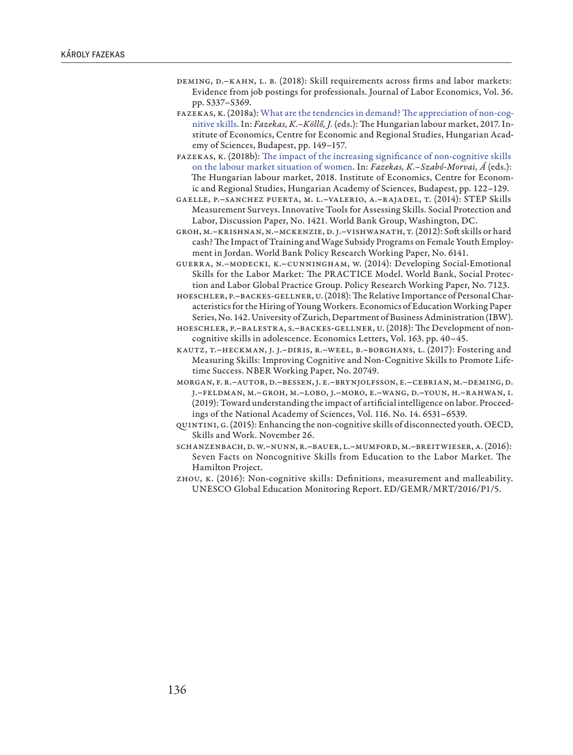Deming, D.–Kahn, L. B. (2018): Skill requirements across firms and labor markets: Evidence from job postings for professionals. Journal of Labor Economics, Vol. 36. pp. S337–S369.

Fazekas, K. (2018a): What are the tendencies in demand? The appreciation of non-cognitive skills. In: *Fazekas, K.–Köllő, J.* (eds.): The Hungarian labour market, 2017. Institute of Economics, Centre for Economic and Regional Studies, Hungarian Academy of Sciences, Budapest, pp. 149–157.

Fazekas, K. (2018b): The impact of the increasing significance of non-cognitive skills on the labour market situation of women. In: *Fazekas, K.–Szabó-Morvai, Á* (eds.): The Hungarian labour market, 2018. Institute of Economics, Centre for Economic and Regional Studies, Hungarian Academy of Sciences, Budapest, pp. 122–129.

Gaelle, P.–Sanchez Puerta, M. L.–Valerio, A.–Rajadel, T. (2014): STEP Skills Measurement Surveys. Innovative Tools for Assessing Skills. Social Protection and Labor, Discussion Paper, No. 1421. World Bank Group, Washington, DC.

Groh, M.–Krishnan, N.–McKenzie, D. J.–Vishwanath, T. (2012): Soft skills or hard cash? The Impact of Training and Wage Subsidy Programs on Female Youth Employment in Jordan. World Bank Policy Research Working Paper, No. 6141.

Guerra, N.–Modecki, K.–Cunningham, W. (2014): Developing Social-Emotional Skills for the Labor Market: The PRACTICE Model. World Bank, Social Protection and Labor Global Practice Group. Policy Research Working Paper, No. 7123.

Hoeschler, P.–Backes-Gellner, U. (2018): The Relative Importance of Personal Characteristics for the Hiring of Young Workers. Economics of Education Working Paper Series, No. 142. University of Zurich, Department of Business Administration (IBW).

Hoeschler, P.–Balestra, S.–Backes-Gellner, U. (2018): The Development of non-cognitive skills in adolescence. Economics Letters, Vol. 163. pp. 40–45.

Kautz, T.–Heckman, J. J.–Diris, R.–Weel, B.–Borghans, L. (2017): Fostering and Measuring Skills: Improving Cognitive and Non-Cognitive Skills to Promote Lifetime Success. NBER Working Paper, No. 20749.

Morgan, F. R.–Autor, D.–Bessen, J. E.–Brynjolfsson, E.–Cebrian, M.–Deming, D. J.–Feldman, M.–Groh, M.–Lobo, J.–Moro, E.–Wang, D.–Youn, H.–Rahwan, I. (2019): Toward understanding the impact of artificial intelligence on labor. Proceedings of the National Academy of Sciences, Vol. 116. No. 14. 6531–6539.

Quintini, G. (2015): Enhancing the non-cognitive skills of disconnected youth. OECD, Skills and Work. November 26.

Schanzenbach, D. W.–Nunn, R.–Bauer, L.–Mumford, M.–Breitwieser, A. (2016): Seven Facts on Noncognitive Skills from Education to the Labor Market. The Hamilton Project.

Zhou, K. (2016): Non-cognitive skills: Definitions, measurement and malleability. UNESCO Global Education Monitoring Report. ED/GEMR/MRT/2016/P1/5.